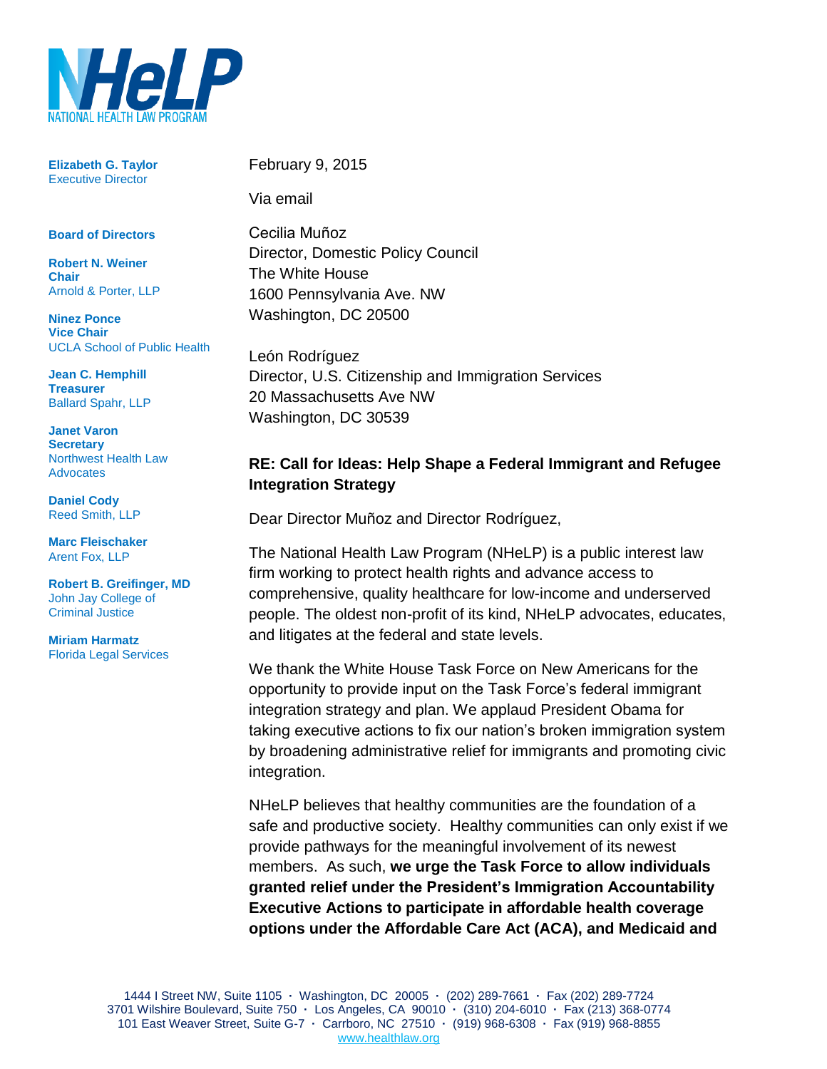**NHeLP**
NATIONAL HEALTH LAW PROGRAM

**Elizabeth G. Taylor**
Executive Director

**Board of Directors**

**Robert N. Weiner**
**Chair**
Arnold & Porter, LLP

**Ninez Ponce**
**Vice Chair**
UCLA School of Public Health

**Jean C. Hemphill**
**Treasurer**
Ballard Spahr, LLP

**Janet Varon**
**Secretary**
Northwest Health Law Advocates

**Daniel Cody**
Reed Smith, LLP

**Marc Fleischaker**
Arent Fox, LLP

**Robert B. Greifinger, MD**
John Jay College of Criminal Justice

**Miriam Harmatz**
Florida Legal Services

February 9, 2015

Via email

Cecilia Muñoz
Director, Domestic Policy Council
The White House
1600 Pennsylvania Ave. NW
Washington, DC 20500

León Rodríguez
Director, U.S. Citizenship and Immigration Services
20 Massachusetts Ave NW
Washington, DC 30539

**RE: Call for Ideas: Help Shape a Federal Immigrant and Refugee Integration Strategy**

Dear Director Muñoz and Director Rodríguez,

The National Health Law Program (NHeLP) is a public interest law firm working to protect health rights and advance access to comprehensive, quality healthcare for low-income and underserved people. The oldest non-profit of its kind, NHeLP advocates, educates, and litigates at the federal and state levels.

We thank the White House Task Force on New Americans for the opportunity to provide input on the Task Force's federal immigrant integration strategy and plan. We applaud President Obama for taking executive actions to fix our nation's broken immigration system by broadening administrative relief for immigrants and promoting civic integration.

NHeLP believes that healthy communities are the foundation of a safe and productive society. Healthy communities can only exist if we provide pathways for the meaningful involvement of its newest members. As such, **we urge the Task Force to allow individuals granted relief under the President's Immigration Accountability Executive Actions to participate in affordable health coverage options under the Affordable Care Act (ACA), and Medicaid and**

1444 I Street NW, Suite 1105 · Washington, DC 20005 · (202) 289-7661 · Fax (202) 289-7724
3701 Wilshire Boulevard, Suite 750 · Los Angeles, CA 90010 · (310) 204-6010 · Fax (213) 368-0774
101 East Weaver Street, Suite G-7 · Carrboro, NC 27510 · (919) 968-6308 · Fax (919) 968-8855
www.healthlaw.org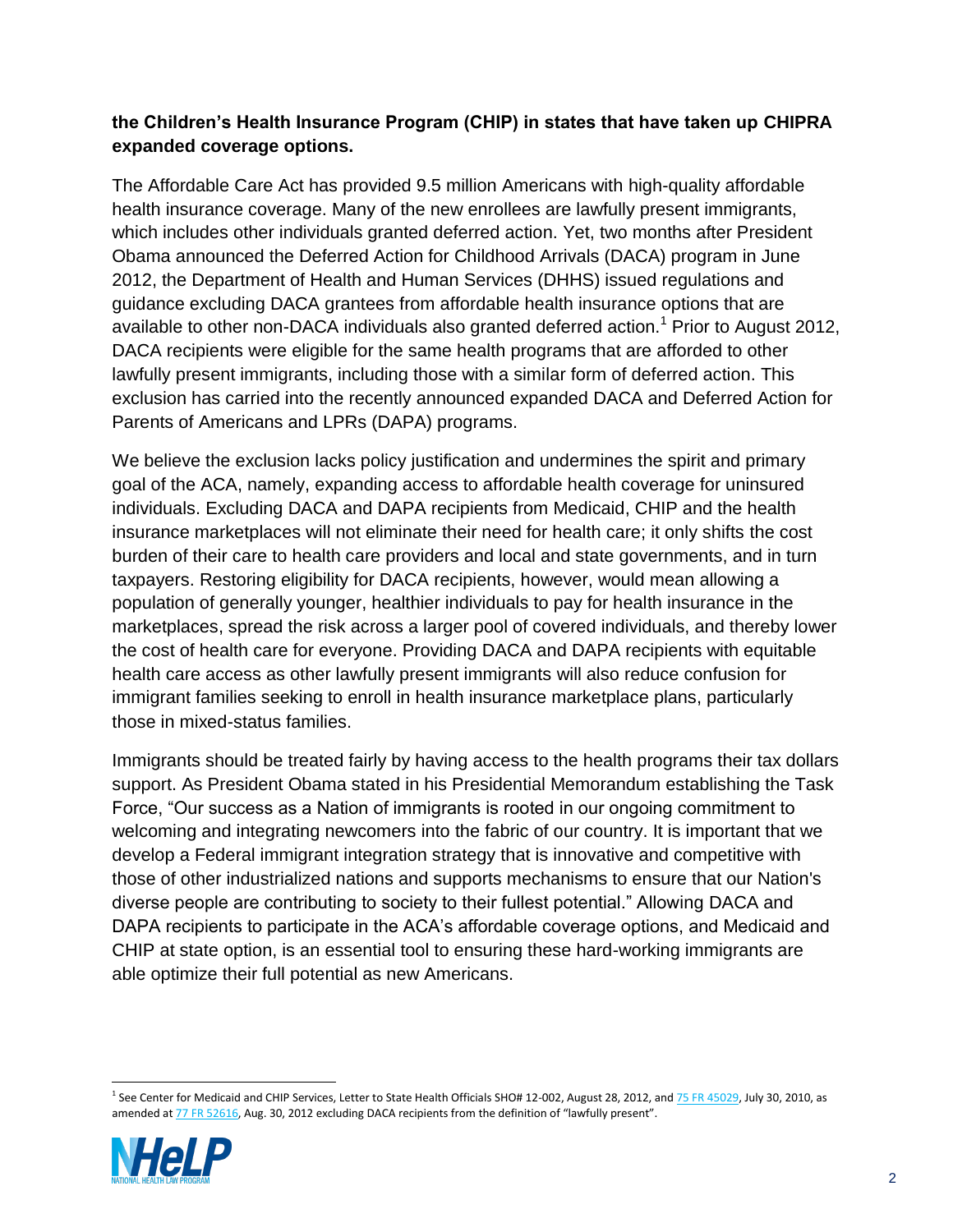**the Children's Health Insurance Program (CHIP) in states that have taken up CHIPRA expanded coverage options.**

The Affordable Care Act has provided 9.5 million Americans with high-quality affordable health insurance coverage. Many of the new enrollees are lawfully present immigrants, which includes other individuals granted deferred action. Yet, two months after President Obama announced the Deferred Action for Childhood Arrivals (DACA) program in June 2012, the Department of Health and Human Services (DHHS) issued regulations and guidance excluding DACA grantees from affordable health insurance options that are available to other non-DACA individuals also granted deferred action.[1] Prior to August 2012, DACA recipients were eligible for the same health programs that are afforded to other lawfully present immigrants, including those with a similar form of deferred action. This exclusion has carried into the recently announced expanded DACA and Deferred Action for Parents of Americans and LPRs (DAPA) programs.

We believe the exclusion lacks policy justification and undermines the spirit and primary goal of the ACA, namely, expanding access to affordable health coverage for uninsured individuals. Excluding DACA and DAPA recipients from Medicaid, CHIP and the health insurance marketplaces will not eliminate their need for health care; it only shifts the cost burden of their care to health care providers and local and state governments, and in turn taxpayers. Restoring eligibility for DACA recipients, however, would mean allowing a population of generally younger, healthier individuals to pay for health insurance in the marketplaces, spread the risk across a larger pool of covered individuals, and thereby lower the cost of health care for everyone. Providing DACA and DAPA recipients with equitable health care access as other lawfully present immigrants will also reduce confusion for immigrant families seeking to enroll in health insurance marketplace plans, particularly those in mixed-status families.

Immigrants should be treated fairly by having access to the health programs their tax dollars support. As President Obama stated in his Presidential Memorandum establishing the Task Force, "Our success as a Nation of immigrants is rooted in our ongoing commitment to welcoming and integrating newcomers into the fabric of our country. It is important that we develop a Federal immigrant integration strategy that is innovative and competitive with those of other industrialized nations and supports mechanisms to ensure that our Nation's diverse people are contributing to society to their fullest potential." Allowing DACA and DAPA recipients to participate in the ACA's affordable coverage options, and Medicaid and CHIP at state option, is an essential tool to ensuring these hard-working immigrants are able optimize their full potential as new Americans.

[1] See Center for Medicaid and CHIP Services, Letter to State Health Officials SHO# 12-002, August 28, 2012, and 75 FR 45029, July 30, 2010, as amended at 77 FR 52616, Aug. 30, 2012 excluding DACA recipients from the definition of "lawfully present".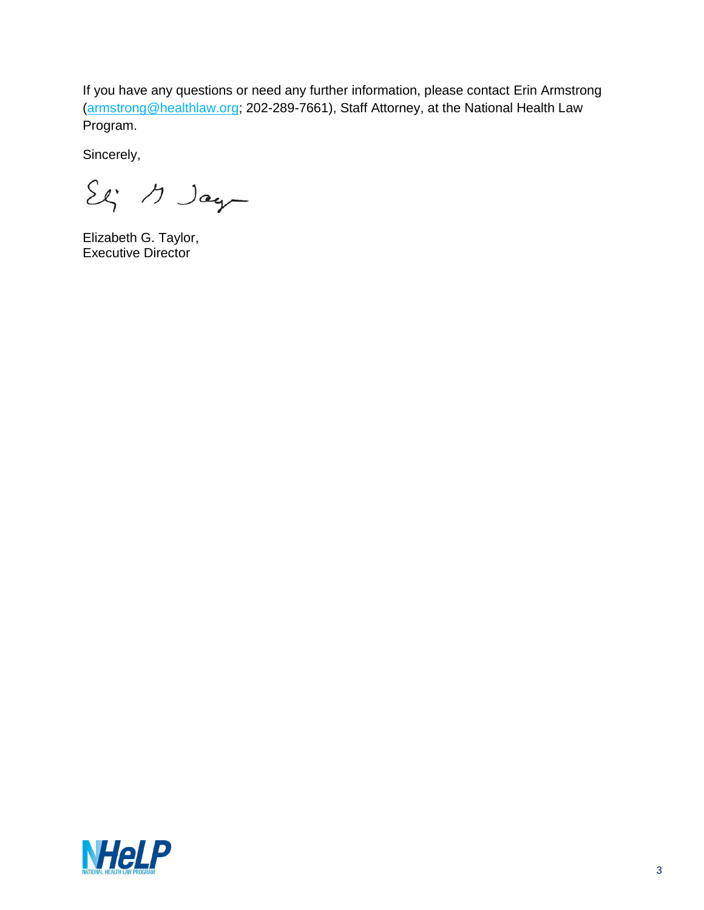If you have any questions or need any further information, please contact Erin Armstrong (armstrong@healthlaw.org; 202-289-7661), Staff Attorney, at the National Health Law Program.

Sincerely,

Elizabeth G. Taylor,
Executive Director